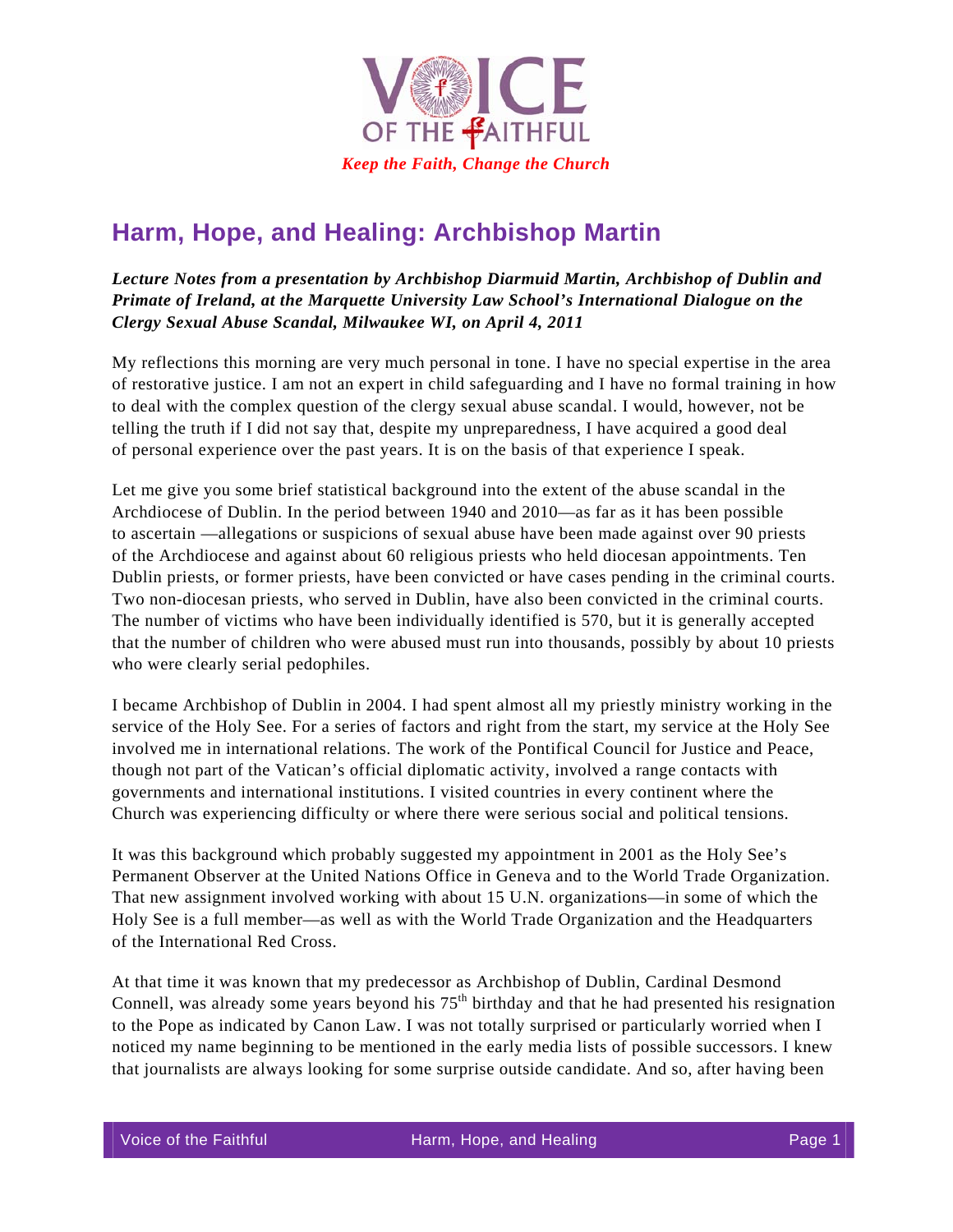VOICE OF THE FAITHFUL

*Keep the Faith, Change the Church*

# Harm, Hope, and Healing: Archbishop Martin

***Lecture Notes from a presentation by Archbishop Diarmuid Martin, Archbishop of Dublin and Primate of Ireland, at the Marquette University Law School's International Dialogue on the Clergy Sexual Abuse Scandal, Milwaukee WI, on April 4, 2011***

My reflections this morning are very much personal in tone. I have no special expertise in the area of restorative justice. I am not an expert in child safeguarding and I have no formal training in how to deal with the complex question of the clergy sexual abuse scandal. I would, however, not be telling the truth if I did not say that, despite my unpreparedness, I have acquired a good deal of personal experience over the past years. It is on the basis of that experience I speak.

Let me give you some brief statistical background into the extent of the abuse scandal in the Archdiocese of Dublin. In the period between 1940 and 2010—as far as it has been possible to ascertain —allegations or suspicions of sexual abuse have been made against over 90 priests of the Archdiocese and against about 60 religious priests who held diocesan appointments. Ten Dublin priests, or former priests, have been convicted or have cases pending in the criminal courts. Two non-diocesan priests, who served in Dublin, have also been convicted in the criminal courts. The number of victims who have been individually identified is 570, but it is generally accepted that the number of children who were abused must run into thousands, possibly by about 10 priests who were clearly serial pedophiles.

I became Archbishop of Dublin in 2004. I had spent almost all my priestly ministry working in the service of the Holy See. For a series of factors and right from the start, my service at the Holy See involved me in international relations. The work of the Pontifical Council for Justice and Peace, though not part of the Vatican's official diplomatic activity, involved a range contacts with governments and international institutions. I visited countries in every continent where the Church was experiencing difficulty or where there were serious social and political tensions.

It was this background which probably suggested my appointment in 2001 as the Holy See's Permanent Observer at the United Nations Office in Geneva and to the World Trade Organization. That new assignment involved working with about 15 U.N. organizations—in some of which the Holy See is a full member—as well as with the World Trade Organization and the Headquarters of the International Red Cross.

At that time it was known that my predecessor as Archbishop of Dublin, Cardinal Desmond Connell, was already some years beyond his 75th birthday and that he had presented his resignation to the Pope as indicated by Canon Law. I was not totally surprised or particularly worried when I noticed my name beginning to be mentioned in the early media lists of possible successors. I knew that journalists are always looking for some surprise outside candidate. And so, after having been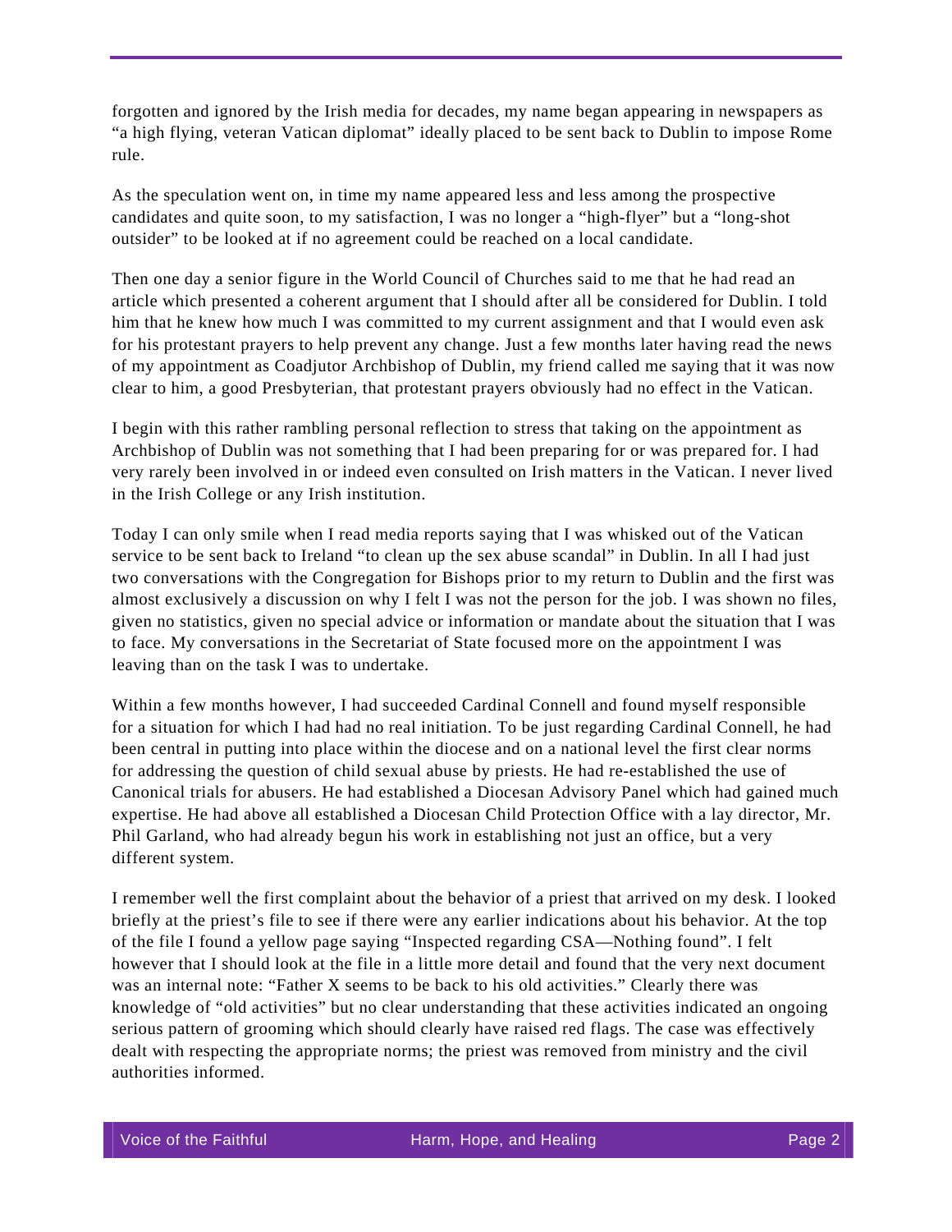forgotten and ignored by the Irish media for decades, my name began appearing in newspapers as "a high flying, veteran Vatican diplomat" ideally placed to be sent back to Dublin to impose Rome rule.

As the speculation went on, in time my name appeared less and less among the prospective candidates and quite soon, to my satisfaction, I was no longer a "high-flyer" but a "long-shot outsider" to be looked at if no agreement could be reached on a local candidate.

Then one day a senior figure in the World Council of Churches said to me that he had read an article which presented a coherent argument that I should after all be considered for Dublin. I told him that he knew how much I was committed to my current assignment and that I would even ask for his protestant prayers to help prevent any change. Just a few months later having read the news of my appointment as Coadjutor Archbishop of Dublin, my friend called me saying that it was now clear to him, a good Presbyterian, that protestant prayers obviously had no effect in the Vatican.

I begin with this rather rambling personal reflection to stress that taking on the appointment as Archbishop of Dublin was not something that I had been preparing for or was prepared for. I had very rarely been involved in or indeed even consulted on Irish matters in the Vatican. I never lived in the Irish College or any Irish institution.

Today I can only smile when I read media reports saying that I was whisked out of the Vatican service to be sent back to Ireland "to clean up the sex abuse scandal" in Dublin. In all I had just two conversations with the Congregation for Bishops prior to my return to Dublin and the first was almost exclusively a discussion on why I felt I was not the person for the job. I was shown no files, given no statistics, given no special advice or information or mandate about the situation that I was to face. My conversations in the Secretariat of State focused more on the appointment I was leaving than on the task I was to undertake.

Within a few months however, I had succeeded Cardinal Connell and found myself responsible for a situation for which I had had no real initiation. To be just regarding Cardinal Connell, he had been central in putting into place within the diocese and on a national level the first clear norms for addressing the question of child sexual abuse by priests. He had re-established the use of Canonical trials for abusers. He had established a Diocesan Advisory Panel which had gained much expertise. He had above all established a Diocesan Child Protection Office with a lay director, Mr. Phil Garland, who had already begun his work in establishing not just an office, but a very different system.

I remember well the first complaint about the behavior of a priest that arrived on my desk. I looked briefly at the priest's file to see if there were any earlier indications about his behavior. At the top of the file I found a yellow page saying "Inspected regarding CSA—Nothing found". I felt however that I should look at the file in a little more detail and found that the very next document was an internal note: "Father X seems to be back to his old activities." Clearly there was knowledge of "old activities" but no clear understanding that these activities indicated an ongoing serious pattern of grooming which should clearly have raised red flags. The case was effectively dealt with respecting the appropriate norms; the priest was removed from ministry and the civil authorities informed.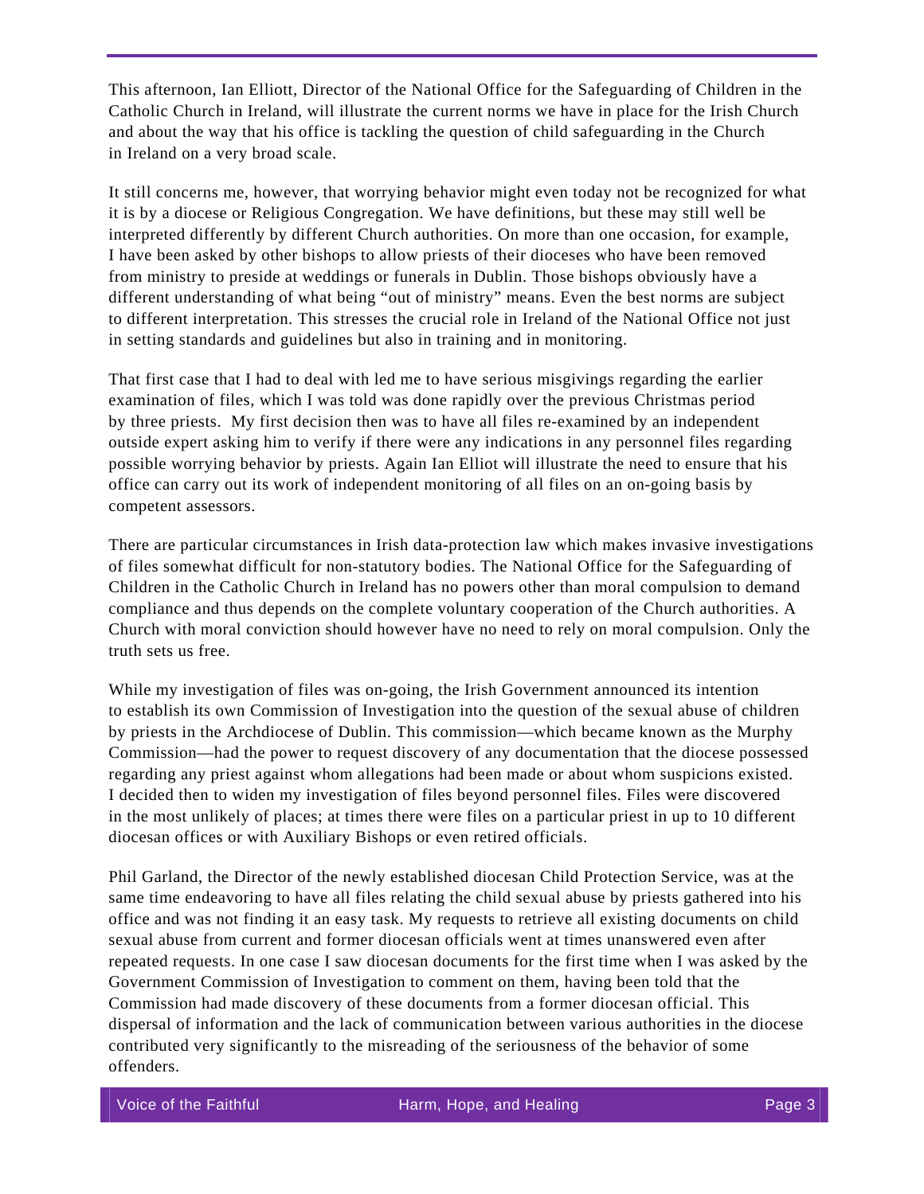This afternoon, Ian Elliott, Director of the National Office for the Safeguarding of Children in the Catholic Church in Ireland, will illustrate the current norms we have in place for the Irish Church and about the way that his office is tackling the question of child safeguarding in the Church in Ireland on a very broad scale.

It still concerns me, however, that worrying behavior might even today not be recognized for what it is by a diocese or Religious Congregation. We have definitions, but these may still well be interpreted differently by different Church authorities. On more than one occasion, for example, I have been asked by other bishops to allow priests of their dioceses who have been removed from ministry to preside at weddings or funerals in Dublin. Those bishops obviously have a different understanding of what being "out of ministry" means. Even the best norms are subject to different interpretation. This stresses the crucial role in Ireland of the National Office not just in setting standards and guidelines but also in training and in monitoring.

That first case that I had to deal with led me to have serious misgivings regarding the earlier examination of files, which I was told was done rapidly over the previous Christmas period by three priests. My first decision then was to have all files re-examined by an independent outside expert asking him to verify if there were any indications in any personnel files regarding possible worrying behavior by priests. Again Ian Elliot will illustrate the need to ensure that his office can carry out its work of independent monitoring of all files on an on-going basis by competent assessors.

There are particular circumstances in Irish data-protection law which makes invasive investigations of files somewhat difficult for non-statutory bodies. The National Office for the Safeguarding of Children in the Catholic Church in Ireland has no powers other than moral compulsion to demand compliance and thus depends on the complete voluntary cooperation of the Church authorities. A Church with moral conviction should however have no need to rely on moral compulsion. Only the truth sets us free.

While my investigation of files was on-going, the Irish Government announced its intention to establish its own Commission of Investigation into the question of the sexual abuse of children by priests in the Archdiocese of Dublin. This commission—which became known as the Murphy Commission—had the power to request discovery of any documentation that the diocese possessed regarding any priest against whom allegations had been made or about whom suspicions existed. I decided then to widen my investigation of files beyond personnel files. Files were discovered in the most unlikely of places; at times there were files on a particular priest in up to 10 different diocesan offices or with Auxiliary Bishops or even retired officials.

Phil Garland, the Director of the newly established diocesan Child Protection Service, was at the same time endeavoring to have all files relating the child sexual abuse by priests gathered into his office and was not finding it an easy task. My requests to retrieve all existing documents on child sexual abuse from current and former diocesan officials went at times unanswered even after repeated requests. In one case I saw diocesan documents for the first time when I was asked by the Government Commission of Investigation to comment on them, having been told that the Commission had made discovery of these documents from a former diocesan official. This dispersal of information and the lack of communication between various authorities in the diocese contributed very significantly to the misreading of the seriousness of the behavior of some offenders.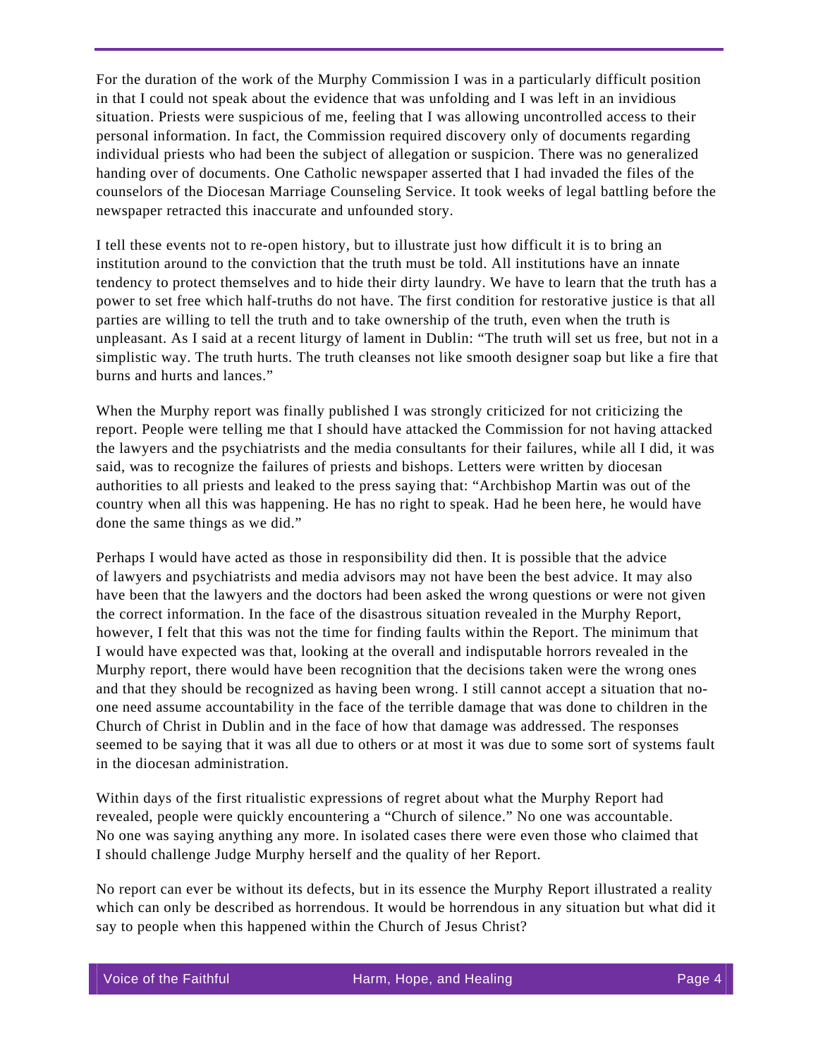For the duration of the work of the Murphy Commission I was in a particularly difficult position in that I could not speak about the evidence that was unfolding and I was left in an invidious situation. Priests were suspicious of me, feeling that I was allowing uncontrolled access to their personal information. In fact, the Commission required discovery only of documents regarding individual priests who had been the subject of allegation or suspicion. There was no generalized handing over of documents. One Catholic newspaper asserted that I had invaded the files of the counselors of the Diocesan Marriage Counseling Service. It took weeks of legal battling before the newspaper retracted this inaccurate and unfounded story.

I tell these events not to re-open history, but to illustrate just how difficult it is to bring an institution around to the conviction that the truth must be told. All institutions have an innate tendency to protect themselves and to hide their dirty laundry. We have to learn that the truth has a power to set free which half-truths do not have. The first condition for restorative justice is that all parties are willing to tell the truth and to take ownership of the truth, even when the truth is unpleasant. As I said at a recent liturgy of lament in Dublin: "The truth will set us free, but not in a simplistic way. The truth hurts. The truth cleanses not like smooth designer soap but like a fire that burns and hurts and lances."

When the Murphy report was finally published I was strongly criticized for not criticizing the report. People were telling me that I should have attacked the Commission for not having attacked the lawyers and the psychiatrists and the media consultants for their failures, while all I did, it was said, was to recognize the failures of priests and bishops. Letters were written by diocesan authorities to all priests and leaked to the press saying that: "Archbishop Martin was out of the country when all this was happening. He has no right to speak. Had he been here, he would have done the same things as we did."

Perhaps I would have acted as those in responsibility did then. It is possible that the advice of lawyers and psychiatrists and media advisors may not have been the best advice. It may also have been that the lawyers and the doctors had been asked the wrong questions or were not given the correct information. In the face of the disastrous situation revealed in the Murphy Report, however, I felt that this was not the time for finding faults within the Report. The minimum that I would have expected was that, looking at the overall and indisputable horrors revealed in the Murphy report, there would have been recognition that the decisions taken were the wrong ones and that they should be recognized as having been wrong. I still cannot accept a situation that no-one need assume accountability in the face of the terrible damage that was done to children in the Church of Christ in Dublin and in the face of how that damage was addressed. The responses seemed to be saying that it was all due to others or at most it was due to some sort of systems fault in the diocesan administration.

Within days of the first ritualistic expressions of regret about what the Murphy Report had revealed, people were quickly encountering a "Church of silence." No one was accountable. No one was saying anything any more. In isolated cases there were even those who claimed that I should challenge Judge Murphy herself and the quality of her Report.

No report can ever be without its defects, but in its essence the Murphy Report illustrated a reality which can only be described as horrendous. It would be horrendous in any situation but what did it say to people when this happened within the Church of Jesus Christ?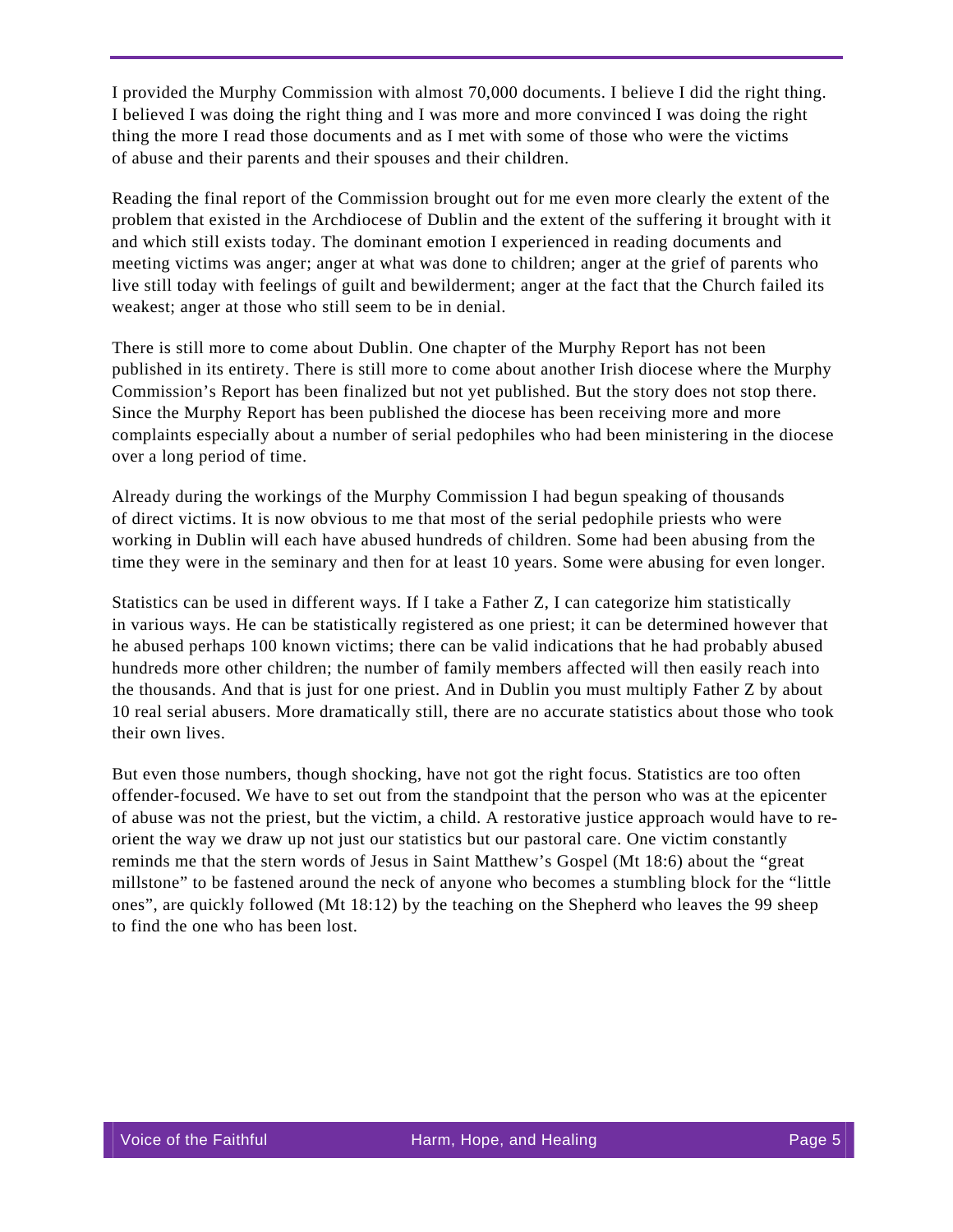I provided the Murphy Commission with almost 70,000 documents. I believe I did the right thing. I believed I was doing the right thing and I was more and more convinced I was doing the right thing the more I read those documents and as I met with some of those who were the victims of abuse and their parents and their spouses and their children.

Reading the final report of the Commission brought out for me even more clearly the extent of the problem that existed in the Archdiocese of Dublin and the extent of the suffering it brought with it and which still exists today. The dominant emotion I experienced in reading documents and meeting victims was anger; anger at what was done to children; anger at the grief of parents who live still today with feelings of guilt and bewilderment; anger at the fact that the Church failed its weakest; anger at those who still seem to be in denial.

There is still more to come about Dublin. One chapter of the Murphy Report has not been published in its entirety. There is still more to come about another Irish diocese where the Murphy Commission's Report has been finalized but not yet published. But the story does not stop there. Since the Murphy Report has been published the diocese has been receiving more and more complaints especially about a number of serial pedophiles who had been ministering in the diocese over a long period of time.

Already during the workings of the Murphy Commission I had begun speaking of thousands of direct victims. It is now obvious to me that most of the serial pedophile priests who were working in Dublin will each have abused hundreds of children. Some had been abusing from the time they were in the seminary and then for at least 10 years. Some were abusing for even longer.

Statistics can be used in different ways. If I take a Father Z, I can categorize him statistically in various ways. He can be statistically registered as one priest; it can be determined however that he abused perhaps 100 known victims; there can be valid indications that he had probably abused hundreds more other children; the number of family members affected will then easily reach into the thousands. And that is just for one priest. And in Dublin you must multiply Father Z by about 10 real serial abusers. More dramatically still, there are no accurate statistics about those who took their own lives.

But even those numbers, though shocking, have not got the right focus. Statistics are too often offender-focused. We have to set out from the standpoint that the person who was at the epicenter of abuse was not the priest, but the victim, a child. A restorative justice approach would have to re-orient the way we draw up not just our statistics but our pastoral care. One victim constantly reminds me that the stern words of Jesus in Saint Matthew's Gospel (Mt 18:6) about the "great millstone" to be fastened around the neck of anyone who becomes a stumbling block for the "little ones", are quickly followed (Mt 18:12) by the teaching on the Shepherd who leaves the 99 sheep to find the one who has been lost.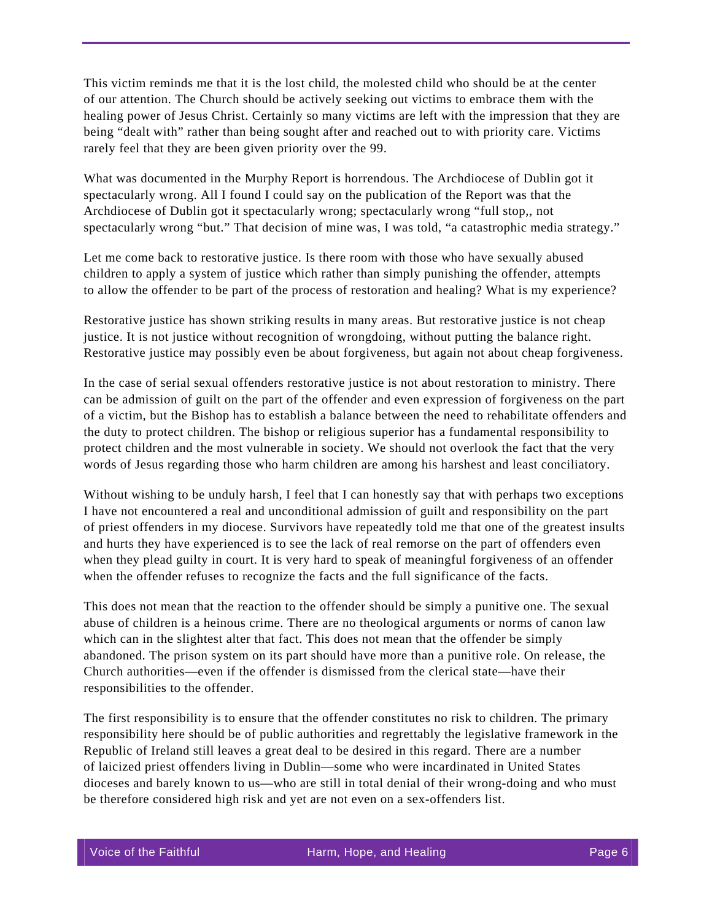This victim reminds me that it is the lost child, the molested child who should be at the center of our attention. The Church should be actively seeking out victims to embrace them with the healing power of Jesus Christ. Certainly so many victims are left with the impression that they are being "dealt with" rather than being sought after and reached out to with priority care. Victims rarely feel that they are been given priority over the 99.

What was documented in the Murphy Report is horrendous. The Archdiocese of Dublin got it spectacularly wrong. All I found I could say on the publication of the Report was that the Archdiocese of Dublin got it spectacularly wrong; spectacularly wrong "full stop,, not spectacularly wrong "but." That decision of mine was, I was told, "a catastrophic media strategy."

Let me come back to restorative justice. Is there room with those who have sexually abused children to apply a system of justice which rather than simply punishing the offender, attempts to allow the offender to be part of the process of restoration and healing? What is my experience?

Restorative justice has shown striking results in many areas. But restorative justice is not cheap justice. It is not justice without recognition of wrongdoing, without putting the balance right. Restorative justice may possibly even be about forgiveness, but again not about cheap forgiveness.

In the case of serial sexual offenders restorative justice is not about restoration to ministry. There can be admission of guilt on the part of the offender and even expression of forgiveness on the part of a victim, but the Bishop has to establish a balance between the need to rehabilitate offenders and the duty to protect children. The bishop or religious superior has a fundamental responsibility to protect children and the most vulnerable in society. We should not overlook the fact that the very words of Jesus regarding those who harm children are among his harshest and least conciliatory.

Without wishing to be unduly harsh, I feel that I can honestly say that with perhaps two exceptions I have not encountered a real and unconditional admission of guilt and responsibility on the part of priest offenders in my diocese. Survivors have repeatedly told me that one of the greatest insults and hurts they have experienced is to see the lack of real remorse on the part of offenders even when they plead guilty in court. It is very hard to speak of meaningful forgiveness of an offender when the offender refuses to recognize the facts and the full significance of the facts.

This does not mean that the reaction to the offender should be simply a punitive one. The sexual abuse of children is a heinous crime. There are no theological arguments or norms of canon law which can in the slightest alter that fact. This does not mean that the offender be simply abandoned. The prison system on its part should have more than a punitive role. On release, the Church authorities—even if the offender is dismissed from the clerical state—have their responsibilities to the offender.

The first responsibility is to ensure that the offender constitutes no risk to children. The primary responsibility here should be of public authorities and regrettably the legislative framework in the Republic of Ireland still leaves a great deal to be desired in this regard. There are a number of laicized priest offenders living in Dublin—some who were incardinated in United States dioceses and barely known to us—who are still in total denial of their wrong-doing and who must be therefore considered high risk and yet are not even on a sex-offenders list.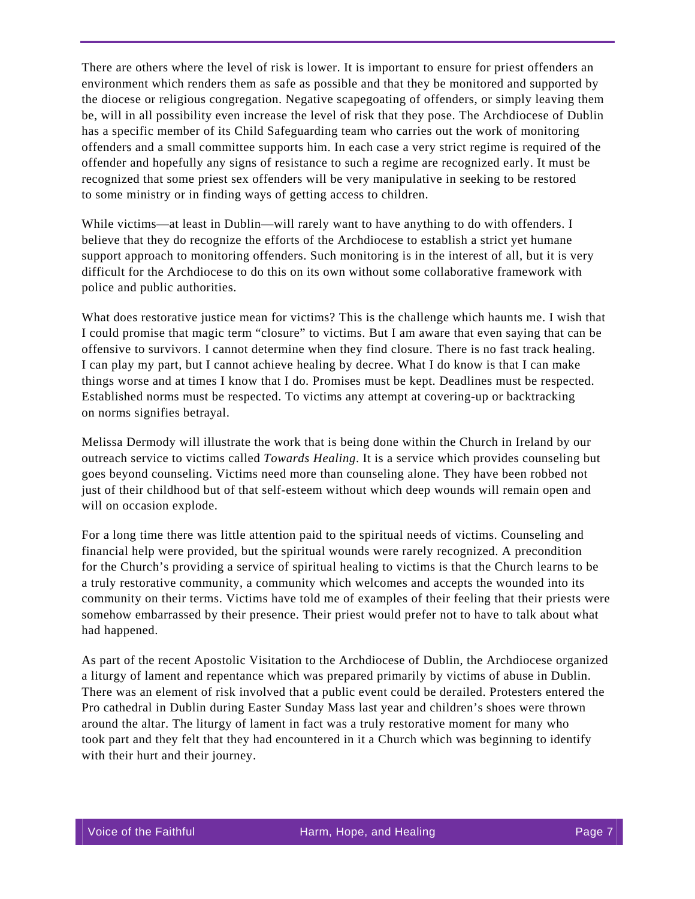There are others where the level of risk is lower. It is important to ensure for priest offenders an environment which renders them as safe as possible and that they be monitored and supported by the diocese or religious congregation. Negative scapegoating of offenders, or simply leaving them be, will in all possibility even increase the level of risk that they pose. The Archdiocese of Dublin has a specific member of its Child Safeguarding team who carries out the work of monitoring offenders and a small committee supports him. In each case a very strict regime is required of the offender and hopefully any signs of resistance to such a regime are recognized early. It must be recognized that some priest sex offenders will be very manipulative in seeking to be restored to some ministry or in finding ways of getting access to children.

While victims—at least in Dublin—will rarely want to have anything to do with offenders. I believe that they do recognize the efforts of the Archdiocese to establish a strict yet humane support approach to monitoring offenders. Such monitoring is in the interest of all, but it is very difficult for the Archdiocese to do this on its own without some collaborative framework with police and public authorities.

What does restorative justice mean for victims? This is the challenge which haunts me. I wish that I could promise that magic term "closure" to victims. But I am aware that even saying that can be offensive to survivors. I cannot determine when they find closure. There is no fast track healing. I can play my part, but I cannot achieve healing by decree. What I do know is that I can make things worse and at times I know that I do. Promises must be kept. Deadlines must be respected. Established norms must be respected. To victims any attempt at covering-up or backtracking on norms signifies betrayal.

Melissa Dermody will illustrate the work that is being done within the Church in Ireland by our outreach service to victims called *Towards Healing*. It is a service which provides counseling but goes beyond counseling. Victims need more than counseling alone. They have been robbed not just of their childhood but of that self-esteem without which deep wounds will remain open and will on occasion explode.

For a long time there was little attention paid to the spiritual needs of victims. Counseling and financial help were provided, but the spiritual wounds were rarely recognized. A precondition for the Church's providing a service of spiritual healing to victims is that the Church learns to be a truly restorative community, a community which welcomes and accepts the wounded into its community on their terms. Victims have told me of examples of their feeling that their priests were somehow embarrassed by their presence. Their priest would prefer not to have to talk about what had happened.

As part of the recent Apostolic Visitation to the Archdiocese of Dublin, the Archdiocese organized a liturgy of lament and repentance which was prepared primarily by victims of abuse in Dublin. There was an element of risk involved that a public event could be derailed. Protesters entered the Pro cathedral in Dublin during Easter Sunday Mass last year and children's shoes were thrown around the altar. The liturgy of lament in fact was a truly restorative moment for many who took part and they felt that they had encountered in it a Church which was beginning to identify with their hurt and their journey.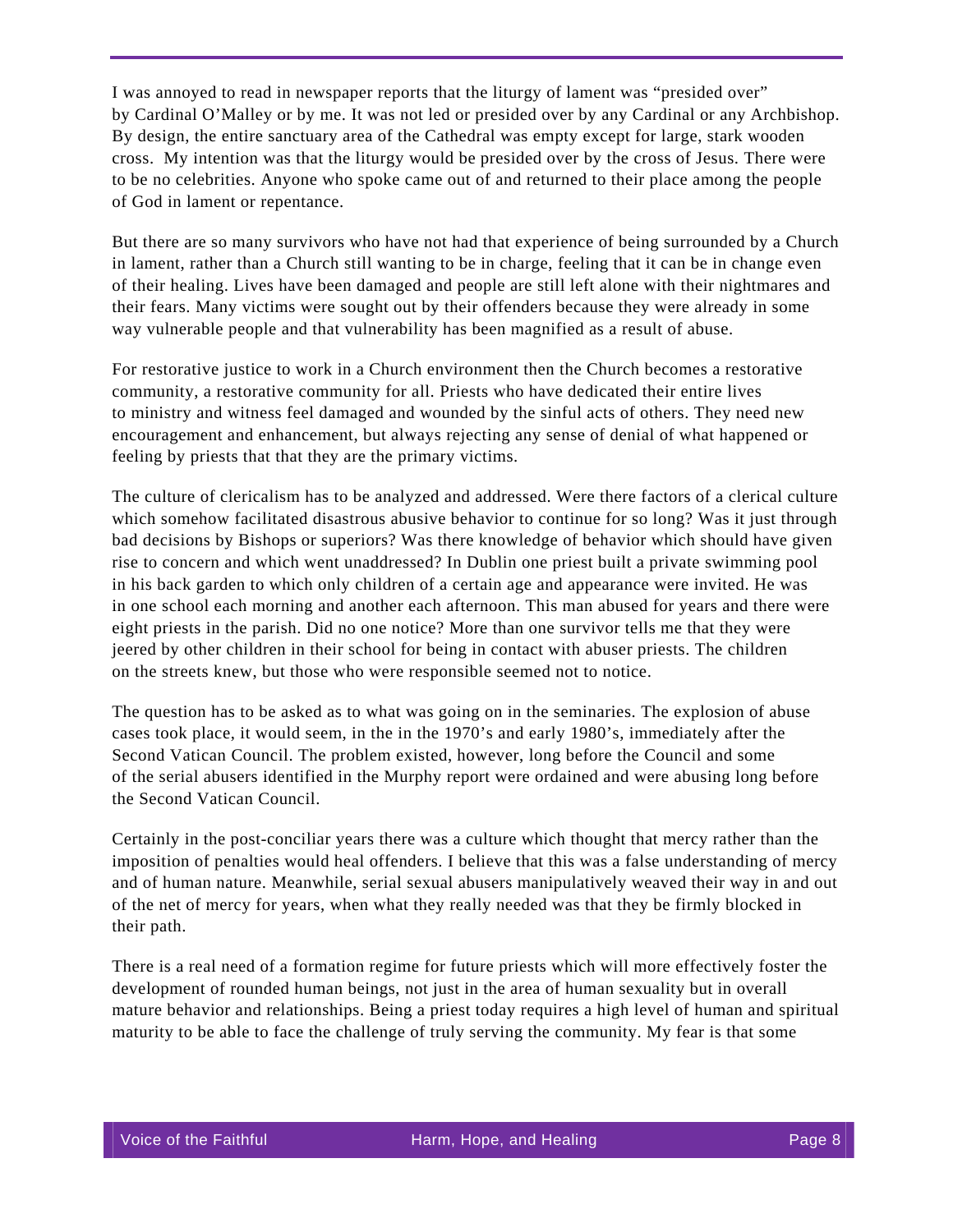I was annoyed to read in newspaper reports that the liturgy of lament was "presided over" by Cardinal O'Malley or by me. It was not led or presided over by any Cardinal or any Archbishop. By design, the entire sanctuary area of the Cathedral was empty except for large, stark wooden cross.  My intention was that the liturgy would be presided over by the cross of Jesus. There were to be no celebrities. Anyone who spoke came out of and returned to their place among the people of God in lament or repentance.

But there are so many survivors who have not had that experience of being surrounded by a Church in lament, rather than a Church still wanting to be in charge, feeling that it can be in change even of their healing. Lives have been damaged and people are still left alone with their nightmares and their fears. Many victims were sought out by their offenders because they were already in some way vulnerable people and that vulnerability has been magnified as a result of abuse.

For restorative justice to work in a Church environment then the Church becomes a restorative community, a restorative community for all. Priests who have dedicated their entire lives to ministry and witness feel damaged and wounded by the sinful acts of others. They need new encouragement and enhancement, but always rejecting any sense of denial of what happened or feeling by priests that that they are the primary victims.

The culture of clericalism has to be analyzed and addressed. Were there factors of a clerical culture which somehow facilitated disastrous abusive behavior to continue for so long? Was it just through bad decisions by Bishops or superiors? Was there knowledge of behavior which should have given rise to concern and which went unaddressed? In Dublin one priest built a private swimming pool in his back garden to which only children of a certain age and appearance were invited. He was in one school each morning and another each afternoon. This man abused for years and there were eight priests in the parish. Did no one notice? More than one survivor tells me that they were jeered by other children in their school for being in contact with abuser priests. The children on the streets knew, but those who were responsible seemed not to notice.

The question has to be asked as to what was going on in the seminaries. The explosion of abuse cases took place, it would seem, in the in the 1970's and early 1980's, immediately after the Second Vatican Council. The problem existed, however, long before the Council and some of the serial abusers identified in the Murphy report were ordained and were abusing long before the Second Vatican Council.

Certainly in the post-conciliar years there was a culture which thought that mercy rather than the imposition of penalties would heal offenders. I believe that this was a false understanding of mercy and of human nature. Meanwhile, serial sexual abusers manipulatively weaved their way in and out of the net of mercy for years, when what they really needed was that they be firmly blocked in their path.

There is a real need of a formation regime for future priests which will more effectively foster the development of rounded human beings, not just in the area of human sexuality but in overall mature behavior and relationships. Being a priest today requires a high level of human and spiritual maturity to be able to face the challenge of truly serving the community. My fear is that some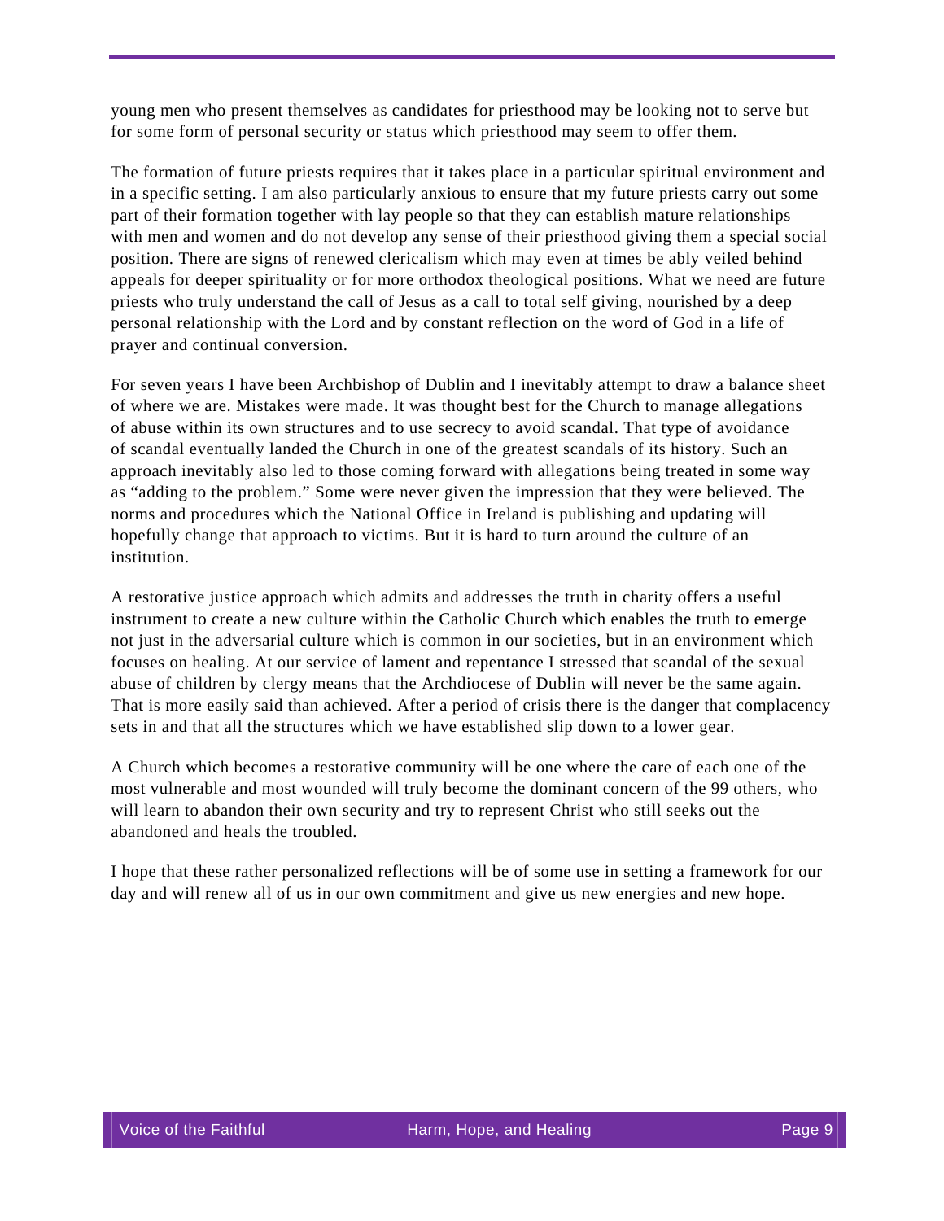young men who present themselves as candidates for priesthood may be looking not to serve but for some form of personal security or status which priesthood may seem to offer them.

The formation of future priests requires that it takes place in a particular spiritual environment and in a specific setting. I am also particularly anxious to ensure that my future priests carry out some part of their formation together with lay people so that they can establish mature relationships with men and women and do not develop any sense of their priesthood giving them a special social position. There are signs of renewed clericalism which may even at times be ably veiled behind appeals for deeper spirituality or for more orthodox theological positions. What we need are future priests who truly understand the call of Jesus as a call to total self giving, nourished by a deep personal relationship with the Lord and by constant reflection on the word of God in a life of prayer and continual conversion.

For seven years I have been Archbishop of Dublin and I inevitably attempt to draw a balance sheet of where we are. Mistakes were made. It was thought best for the Church to manage allegations of abuse within its own structures and to use secrecy to avoid scandal. That type of avoidance of scandal eventually landed the Church in one of the greatest scandals of its history. Such an approach inevitably also led to those coming forward with allegations being treated in some way as "adding to the problem." Some were never given the impression that they were believed. The norms and procedures which the National Office in Ireland is publishing and updating will hopefully change that approach to victims. But it is hard to turn around the culture of an institution.

A restorative justice approach which admits and addresses the truth in charity offers a useful instrument to create a new culture within the Catholic Church which enables the truth to emerge not just in the adversarial culture which is common in our societies, but in an environment which focuses on healing. At our service of lament and repentance I stressed that scandal of the sexual abuse of children by clergy means that the Archdiocese of Dublin will never be the same again. That is more easily said than achieved. After a period of crisis there is the danger that complacency sets in and that all the structures which we have established slip down to a lower gear.

A Church which becomes a restorative community will be one where the care of each one of the most vulnerable and most wounded will truly become the dominant concern of the 99 others, who will learn to abandon their own security and try to represent Christ who still seeks out the abandoned and heals the troubled.

I hope that these rather personalized reflections will be of some use in setting a framework for our day and will renew all of us in our own commitment and give us new energies and new hope.